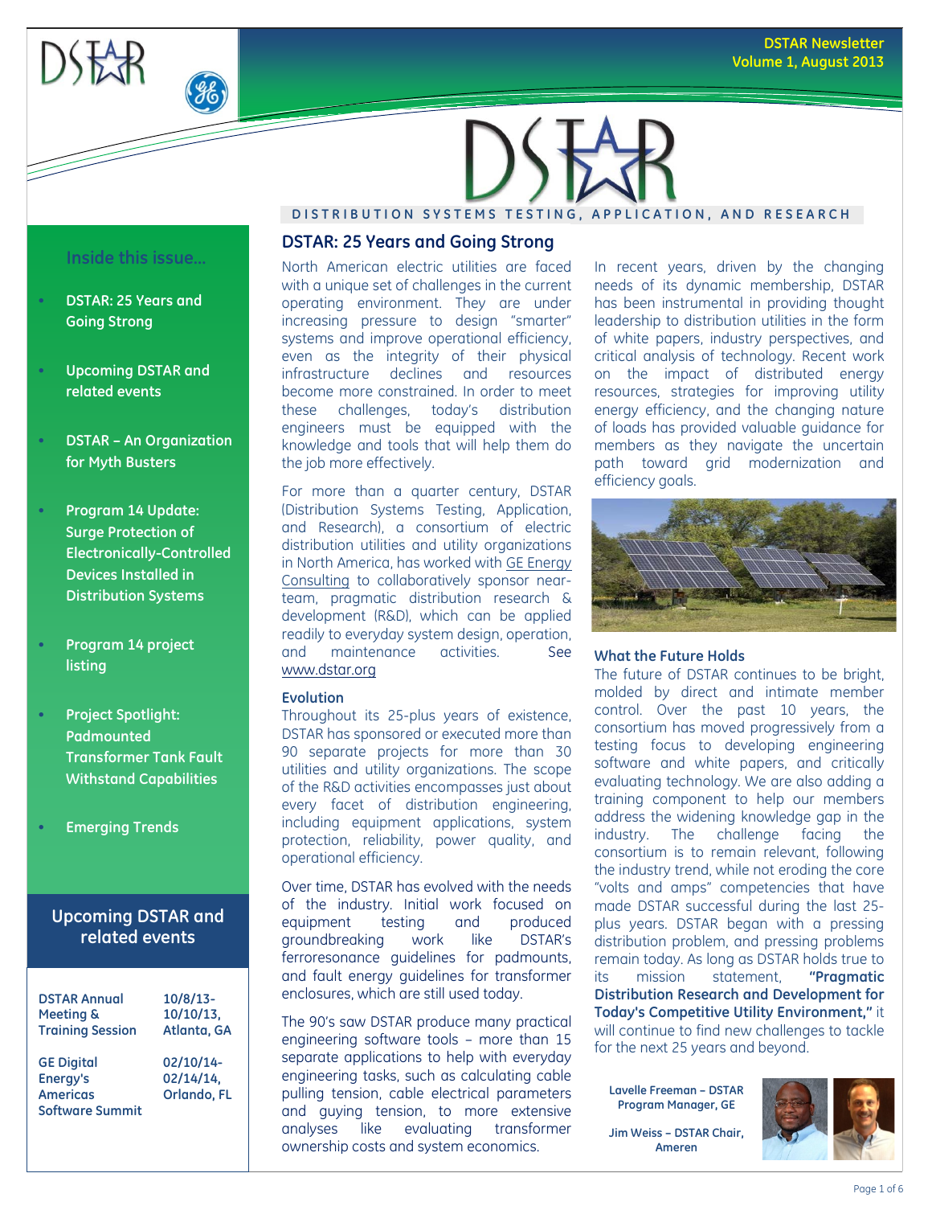DSTAR Newsletter
Volume 1, August 2013

DISTRIBUTION SYSTEMS TESTING, APPLICATION, AND RESEARCH

## Inside this issue...

- DSTAR: 25 Years and Going Strong
- Upcoming DSTAR and related events
- DSTAR – An Organization for Myth Busters
- Program 14 Update: Surge Protection of Electronically-Controlled Devices Installed in Distribution Systems
- Program 14 project listing
- Project Spotlight: Padmounted Transformer Tank Fault Withstand Capabilities
- Emerging Trends

## Upcoming DSTAR and related events

| | |
|---|---|
| **DSTAR Annual Meeting & Training Session** | **10/8/13-10/10/13, Atlanta, GA** |
| **GE Digital Energy's Americas Software Summit** | **02/10/14-02/14/14, Orlando, FL** |

## DSTAR: 25 Years and Going Strong

North American electric utilities are faced with a unique set of challenges in the current operating environment. They are under increasing pressure to design "smarter" systems and improve operational efficiency, even as the integrity of their physical infrastructure declines and resources become more constrained. In order to meet these challenges, today's distribution engineers must be equipped with the knowledge and tools that will help them do the job more effectively.

For more than a quarter century, DSTAR (Distribution Systems Testing, Application, and Research), a consortium of electric distribution utilities and utility organizations in North America, has worked with GE Energy Consulting to collaboratively sponsor near-team, pragmatic distribution research & development (R&D), which can be applied readily to everyday system design, operation, and maintenance activities. See www.dstar.org

### Evolution

Throughout its 25-plus years of existence, DSTAR has sponsored or executed more than 90 separate projects for more than 30 utilities and utility organizations. The scope of the R&D activities encompasses just about every facet of distribution engineering, including equipment applications, system protection, reliability, power quality, and operational efficiency.

Over time, DSTAR has evolved with the needs of the industry. Initial work focused on equipment testing and produced groundbreaking work like DSTAR's ferroresonance guidelines for padmounts, and fault energy guidelines for transformer enclosures, which are still used today.

The 90's saw DSTAR produce many practical engineering software tools – more than 15 separate applications to help with everyday engineering tasks, such as calculating cable pulling tension, cable electrical parameters and guying tension, to more extensive analyses like evaluating transformer ownership costs and system economics.

In recent years, driven by the changing needs of its dynamic membership, DSTAR has been instrumental in providing thought leadership to distribution utilities in the form of white papers, industry perspectives, and critical analysis of technology. Recent work on the impact of distributed energy resources, strategies for improving utility energy efficiency, and the changing nature of loads has provided valuable guidance for members as they navigate the uncertain path toward grid modernization and efficiency goals.

### What the Future Holds

The future of DSTAR continues to be bright, molded by direct and intimate member control. Over the past 10 years, the consortium has moved progressively from a testing focus to developing engineering software and white papers, and critically evaluating technology. We are also adding a training component to help our members address the widening knowledge gap in the industry. The challenge facing the consortium is to remain relevant, following the industry trend, while not eroding the core "volts and amps" competencies that have made DSTAR successful during the last 25-plus years. DSTAR began with a pressing distribution problem, and pressing problems remain today. As long as DSTAR holds true to its mission statement, **"Pragmatic Distribution Research and Development for Today's Competitive Utility Environment,"** it will continue to find new challenges to tackle for the next 25 years and beyond.

**Lavelle Freeman – DSTAR Program Manager, GE**

**Jim Weiss – DSTAR Chair, Ameren**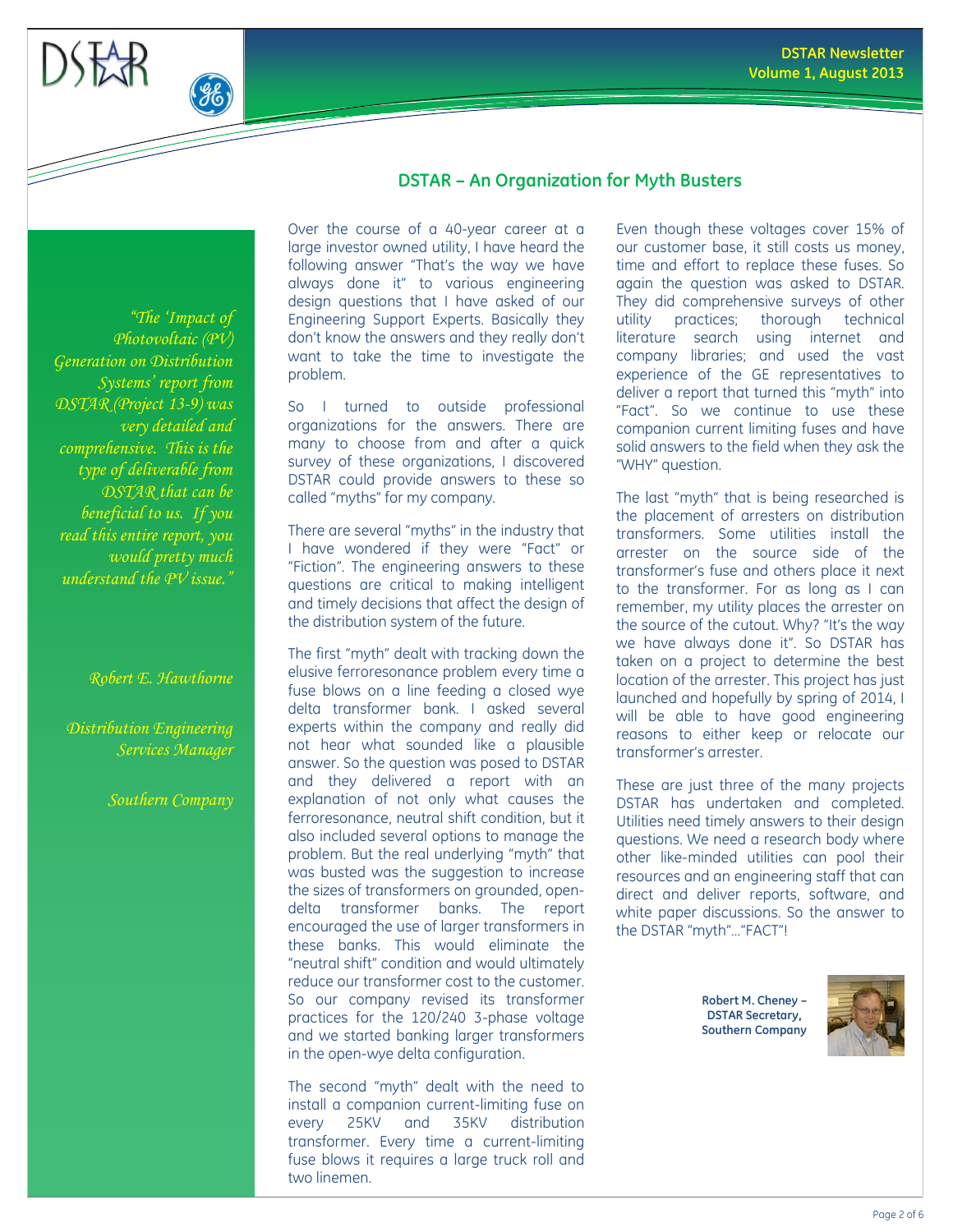## DSTAR – An Organization for Myth Busters

*"The 'Impact of Photovoltaic (PV) Generation on Distribution Systems' report from DSTAR (Project 13-9) was very detailed and comprehensive. This is the type of deliverable from DSTAR that can be beneficial to us. If you read this entire report, you would pretty much understand the PV issue."*

*Robert E. Hawthorne*

*Distribution Engineering Services Manager*

*Southern Company*

Over the course of a 40-year career at a large investor owned utility, I have heard the following answer "That's the way we have always done it" to various engineering design questions that I have asked of our Engineering Support Experts. Basically they don't know the answers and they really don't want to take the time to investigate the problem.

So I turned to outside professional organizations for the answers. There are many to choose from and after a quick survey of these organizations, I discovered DSTAR could provide answers to these so called "myths" for my company.

There are several "myths" in the industry that I have wondered if they were "Fact" or "Fiction". The engineering answers to these questions are critical to making intelligent and timely decisions that affect the design of the distribution system of the future.

The first "myth" dealt with tracking down the elusive ferroresonance problem every time a fuse blows on a line feeding a closed wye delta transformer bank. I asked several experts within the company and really did not hear what sounded like a plausible answer. So the question was posed to DSTAR and they delivered a report with an explanation of not only what causes the ferroresonance, neutral shift condition, but it also included several options to manage the problem. But the real underlying "myth" that was busted was the suggestion to increase the sizes of transformers on grounded, open-delta transformer banks. The report encouraged the use of larger transformers in these banks. This would eliminate the "neutral shift" condition and would ultimately reduce our transformer cost to the customer. So our company revised its transformer practices for the 120/240 3-phase voltage and we started banking larger transformers in the open-wye delta configuration.

The second "myth" dealt with the need to install a companion current-limiting fuse on every 25KV and 35KV distribution transformer. Every time a current-limiting fuse blows it requires a large truck roll and two linemen. Even though these voltages cover 15% of our customer base, it still costs us money, time and effort to replace these fuses. So again the question was asked to DSTAR. They did comprehensive surveys of other utility practices; thorough technical literature search using internet and company libraries; and used the vast experience of the GE representatives to deliver a report that turned this "myth" into "Fact". So we continue to use these companion current limiting fuses and have solid answers to the field when they ask the "WHY" question.

The last "myth" that is being researched is the placement of arresters on distribution transformers. Some utilities install the arrester on the source side of the transformer's fuse and others place it next to the transformer. For as long as I can remember, my utility places the arrester on the source of the cutout. Why? "It's the way we have always done it". So DSTAR has taken on a project to determine the best location of the arrester. This project has just launched and hopefully by spring of 2014, I will be able to have good engineering reasons to either keep or relocate our transformer's arrester.

These are just three of the many projects DSTAR has undertaken and completed. Utilities need timely answers to their design questions. We need a research body where other like-minded utilities can pool their resources and an engineering staff that can direct and deliver reports, software, and white paper discussions. So the answer to the DSTAR "myth"…"FACT"!

**Robert M. Cheney – DSTAR Secretary, Southern Company**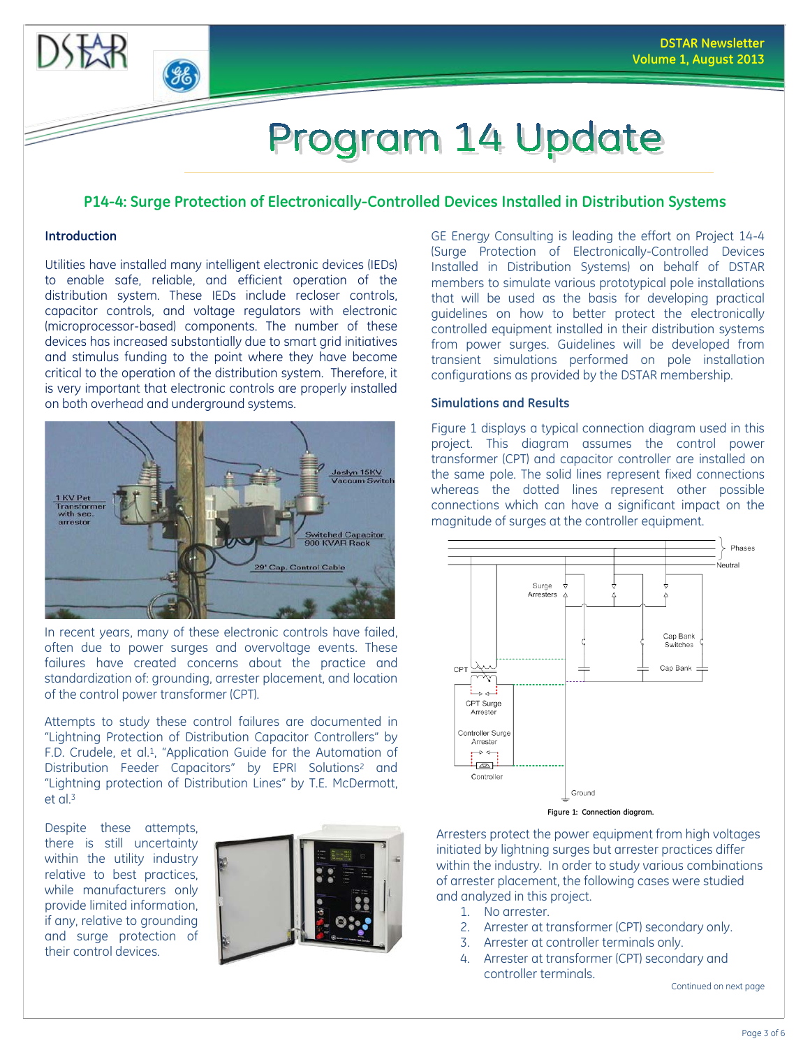# Program 14 Update

## P14-4: Surge Protection of Electronically-Controlled Devices Installed in Distribution Systems

### Introduction

Utilities have installed many intelligent electronic devices (IEDs) to enable safe, reliable, and efficient operation of the distribution system. These IEDs include recloser controls, capacitor controls, and voltage regulators with electronic (microprocessor-based) components. The number of these devices has increased substantially due to smart grid initiatives and stimulus funding to the point where they have become critical to the operation of the distribution system. Therefore, it is very important that electronic controls are properly installed on both overhead and underground systems.

In recent years, many of these electronic controls have failed, often due to power surges and overvoltage events. These failures have created concerns about the practice and standardization of: grounding, arrester placement, and location of the control power transformer (CPT).

Attempts to study these control failures are documented in "Lightning Protection of Distribution Capacitor Controllers" by F.D. Crudele, et al.[1], "Application Guide for the Automation of Distribution Feeder Capacitors" by EPRI Solutions[2] and "Lightning protection of Distribution Lines" by T.E. McDermott, et al.[3]

Despite these attempts, there is still uncertainty within the utility industry relative to best practices, while manufacturers only provide limited information, if any, relative to grounding and surge protection of their control devices.

GE Energy Consulting is leading the effort on Project 14-4 (Surge Protection of Electronically-Controlled Devices Installed in Distribution Systems) on behalf of DSTAR members to simulate various prototypical pole installations that will be used as the basis for developing practical guidelines on how to better protect the electronically controlled equipment installed in their distribution systems from power surges. Guidelines will be developed from transient simulations performed on pole installation configurations as provided by the DSTAR membership.

### Simulations and Results

Figure 1 displays a typical connection diagram used in this project. This diagram assumes the control power transformer (CPT) and capacitor controller are installed on the same pole. The solid lines represent fixed connections whereas the dotted lines represent other possible connections which can have a significant impact on the magnitude of surges at the controller equipment.

**Figure 1: Connection diagram.**

Arresters protect the power equipment from high voltages initiated by lightning surges but arrester practices differ within the industry. In order to study various combinations of arrester placement, the following cases were studied and analyzed in this project.

1. No arrester.
2. Arrester at transformer (CPT) secondary only.
3. Arrester at controller terminals only.
4. Arrester at transformer (CPT) secondary and controller terminals.

Continued on next page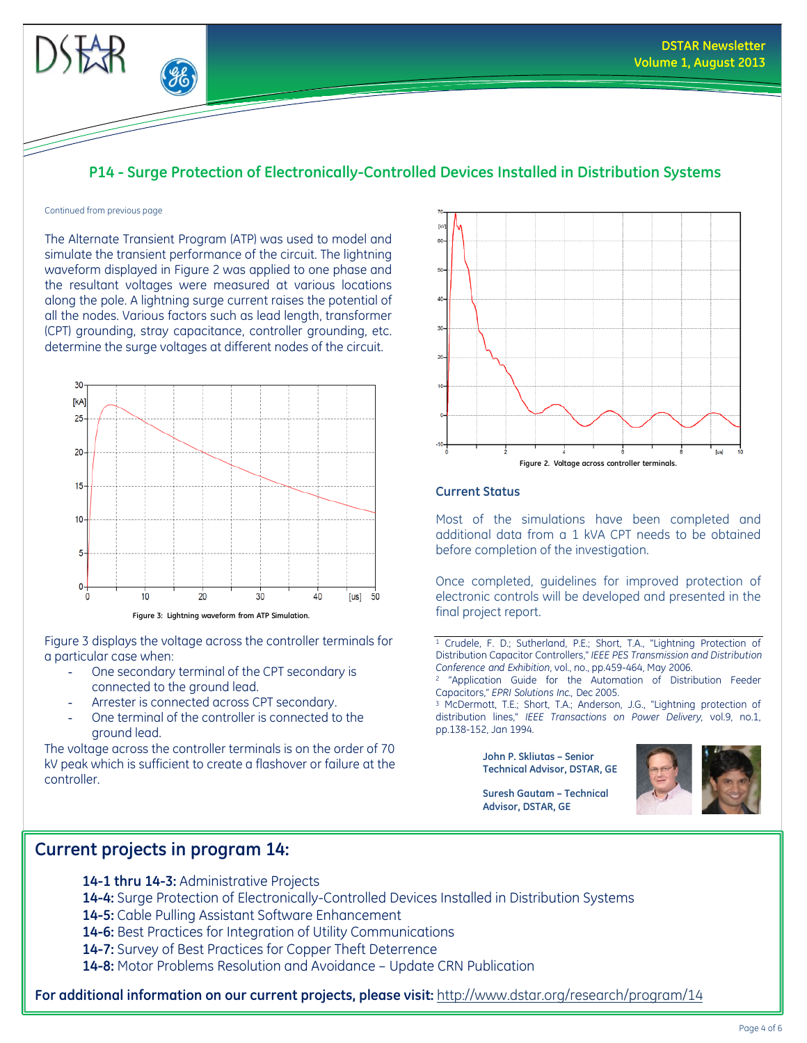## P14 - Surge Protection of Electronically-Controlled Devices Installed in Distribution Systems

Continued from previous page

The Alternate Transient Program (ATP) was used to model and simulate the transient performance of the circuit. The lightning waveform displayed in Figure 2 was applied to one phase and the resultant voltages were measured at various locations along the pole. A lightning surge current raises the potential of all the nodes. Various factors such as lead length, transformer (CPT) grounding, stray capacitance, controller grounding, etc. determine the surge voltages at different nodes of the circuit.

Figure 3: Lightning waveform from ATP Simulation.

Figure 3 displays the voltage across the controller terminals for a particular case when:

- One secondary terminal of the CPT secondary is connected to the ground lead.
- Arrester is connected across CPT secondary.
- One terminal of the controller is connected to the ground lead.

The voltage across the controller terminals is on the order of 70 kV peak which is sufficient to create a flashover or failure at the controller.

Figure 2. Voltage across controller terminals.

### Current Status

Most of the simulations have been completed and additional data from a 1 kVA CPT needs to be obtained before completion of the investigation.

Once completed, guidelines for improved protection of electronic controls will be developed and presented in the final project report.

[1] Crudele, F. D.; Sutherland, P.E.; Short, T.A., "Lightning Protection of Distribution Capacitor Controllers," *IEEE PES Transmission and Distribution Conference and Exhibition*, vol., no., pp.459-464, May 2006.
[2] "Application Guide for the Automation of Distribution Feeder Capacitors," *EPRI Solutions Inc.*, Dec 2005.
[3] McDermott, T.E.; Short, T.A.; Anderson, J.G., "Lightning protection of distribution lines," *IEEE Transactions on Power Delivery*, vol.9, no.1, pp.138-152, Jan 1994.

**John P. Skliutas – Senior Technical Advisor, DSTAR, GE**

**Suresh Gautam – Technical Advisor, DSTAR, GE**

## Current projects in program 14:

**14-1 thru 14-3:** Administrative Projects
**14-4:** Surge Protection of Electronically-Controlled Devices Installed in Distribution Systems
**14-5:** Cable Pulling Assistant Software Enhancement
**14-6:** Best Practices for Integration of Utility Communications
**14-7:** Survey of Best Practices for Copper Theft Deterrence
**14-8:** Motor Problems Resolution and Avoidance – Update CRN Publication

**For additional information on our current projects, please visit:** http://www.dstar.org/research/program/14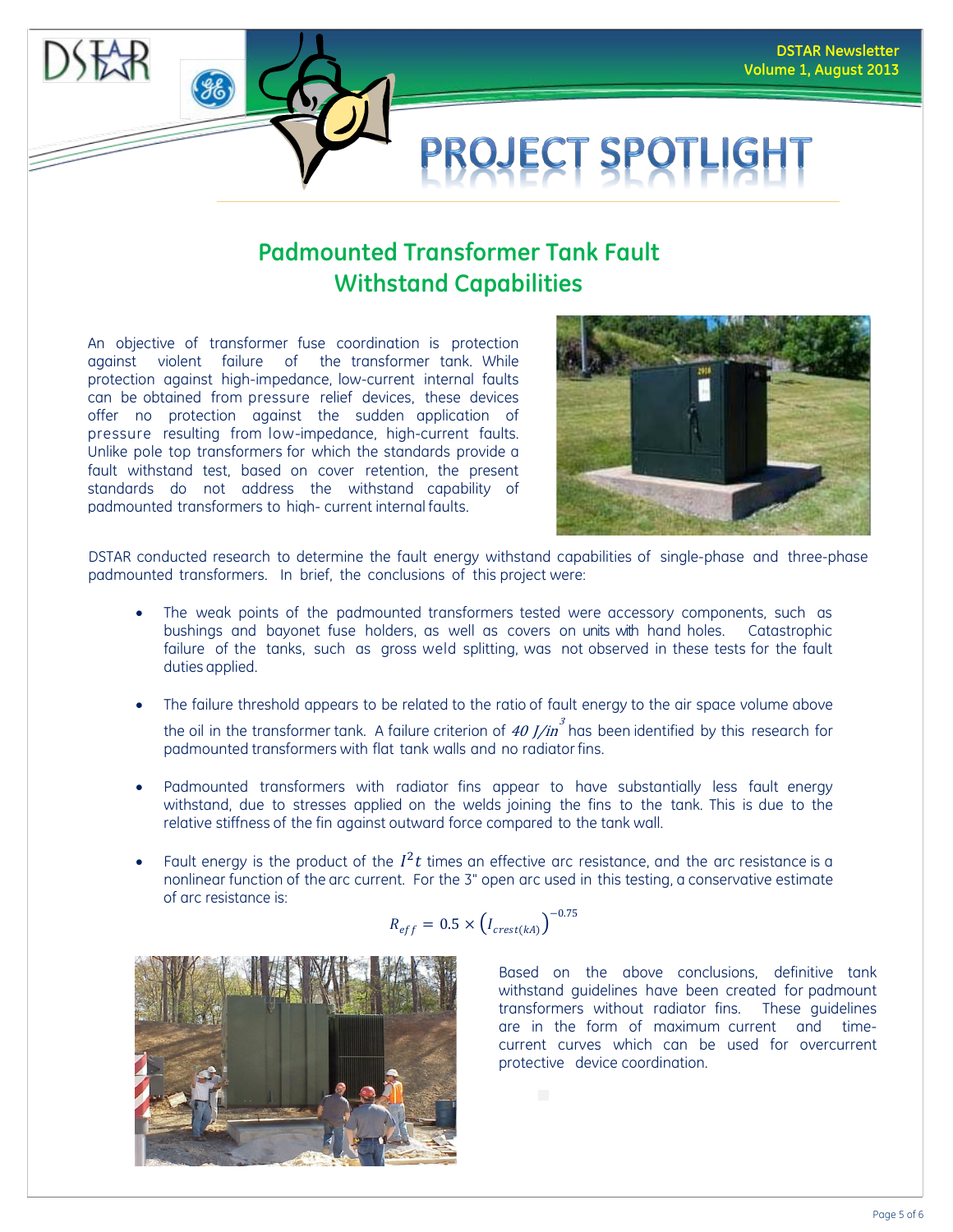# PROJECT SPOTLIGHT

## Padmounted Transformer Tank Fault Withstand Capabilities

An objective of transformer fuse coordination is protection against violent failure of the transformer tank. While protection against high-impedance, low-current internal faults can be obtained from pressure relief devices, these devices offer no protection against the sudden application of pressure resulting from low-impedance, high-current faults. Unlike pole top transformers for which the standards provide a fault withstand test, based on cover retention, the present standards do not address the withstand capability of padmounted transformers to high- current internal faults.

DSTAR conducted research to determine the fault energy withstand capabilities of single-phase and three-phase padmounted transformers. In brief, the conclusions of this project were:

- The weak points of the padmounted transformers tested were accessory components, such as bushings and bayonet fuse holders, as well as covers on units with hand holes. Catastrophic failure of the tanks, such as gross weld splitting, was not observed in these tests for the fault duties applied.
- The failure threshold appears to be related to the ratio of fault energy to the air space volume above the oil in the transformer tank. A failure criterion of $40\ J/in^3$ has been identified by this research for padmounted transformers with flat tank walls and no radiator fins.
- Padmounted transformers with radiator fins appear to have substantially less fault energy withstand, due to stresses applied on the welds joining the fins to the tank. This is due to the relative stiffness of the fin against outward force compared to the tank wall.
- Fault energy is the product of the $I^2t$ times an effective arc resistance, and the arc resistance is a nonlinear function of the arc current. For the 3" open arc used in this testing, a conservative estimate of arc resistance is:

$$R_{eff} = 0.5 \times \left(I_{crest(kA)}\right)^{-0.75}$$

Based on the above conclusions, definitive tank withstand guidelines have been created for padmount transformers without radiator fins. These guidelines are in the form of maximum current and time-current curves which can be used for overcurrent protective device coordination.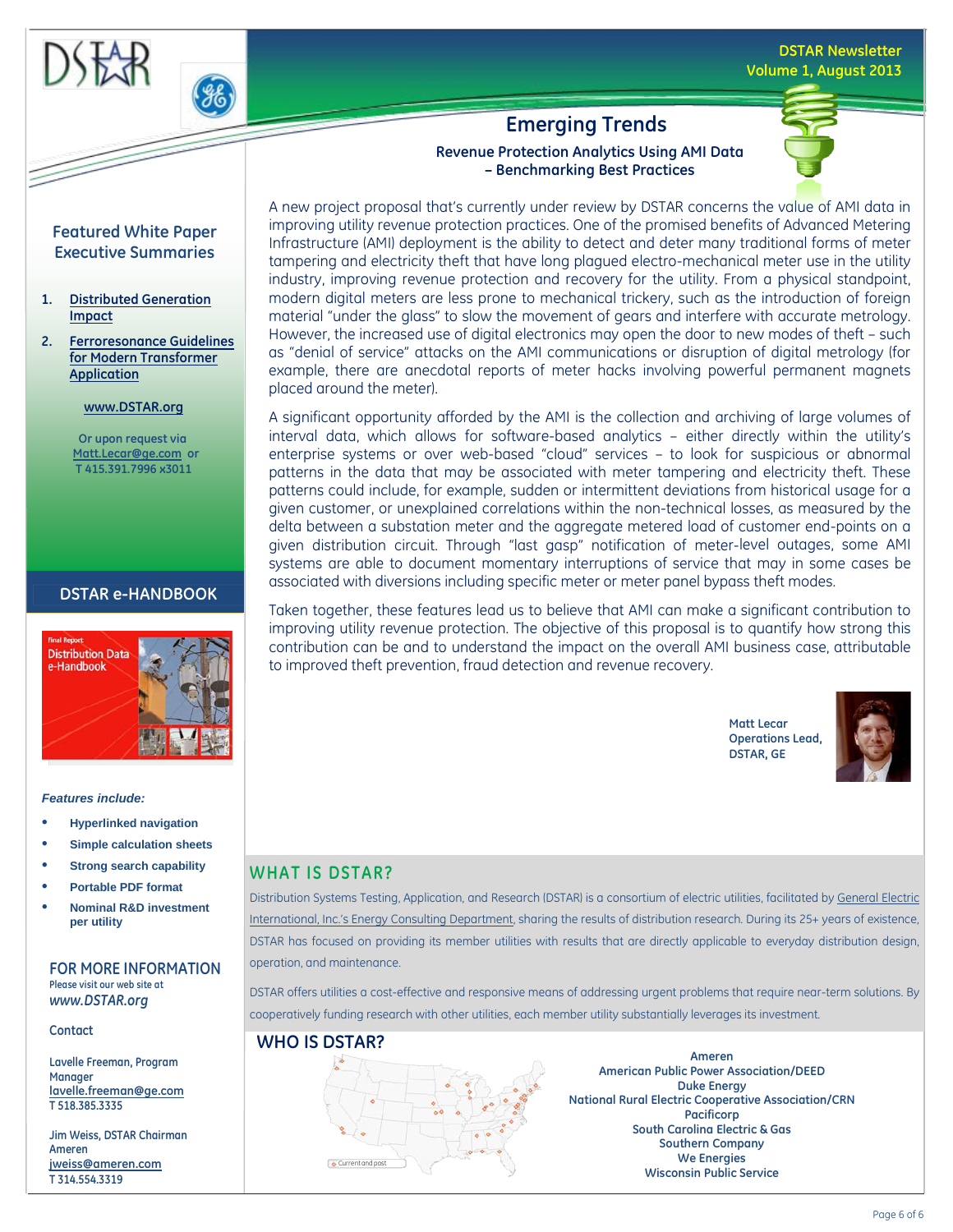DSTAR Newsletter
Volume 1, August 2013

# Emerging Trends

**Revenue Protection Analytics Using AMI Data – Benchmarking Best Practices**

A new project proposal that's currently under review by DSTAR concerns the value of AMI data in improving utility revenue protection practices. One of the promised benefits of Advanced Metering Infrastructure (AMI) deployment is the ability to detect and deter many traditional forms of meter tampering and electricity theft that have long plagued electro-mechanical meter use in the utility industry, improving revenue protection and recovery for the utility. From a physical standpoint, modern digital meters are less prone to mechanical trickery, such as the introduction of foreign material "under the glass" to slow the movement of gears and interfere with accurate metrology. However, the increased use of digital electronics may open the door to new modes of theft – such as "denial of service" attacks on the AMI communications or disruption of digital metrology (for example, there are anecdotal reports of meter hacks involving powerful permanent magnets placed around the meter).

A significant opportunity afforded by the AMI is the collection and archiving of large volumes of interval data, which allows for software-based analytics – either directly within the utility's enterprise systems or over web-based "cloud" services – to look for suspicious or abnormal patterns in the data that may be associated with meter tampering and electricity theft. These patterns could include, for example, sudden or intermittent deviations from historical usage for a given customer, or unexplained correlations within the non-technical losses, as measured by the delta between a substation meter and the aggregate metered load of customer end-points on a given distribution circuit. Through "last gasp" notification of meter-level outages, some AMI systems are able to document momentary interruptions of service that may in some cases be associated with diversions including specific meter or meter panel bypass theft modes.

Taken together, these features lead us to believe that AMI can make a significant contribution to improving utility revenue protection. The objective of this proposal is to quantify how strong this contribution can be and to understand the impact on the overall AMI business case, attributable to improved theft prevention, fraud detection and revenue recovery.

**Matt Lecar**
**Operations Lead,**
**DSTAR, GE**

## Featured White Paper Executive Summaries

1. Distributed Generation Impact
2. Ferroresonance Guidelines for Modern Transformer Application

www.DSTAR.org

Or upon request via Matt.Lecar@ge.com or T 415.391.7996 x3011

## DSTAR e-HANDBOOK

Final Report: Distribution Data e-Handbook

***Features include:***

- **Hyperlinked navigation**
- **Simple calculation sheets**
- **Strong search capability**
- **Portable PDF format**
- **Nominal R&D investment per utility**

## FOR MORE INFORMATION

Please visit our web site at
*www.DSTAR.org*

**Contact**

Lavelle Freeman, Program Manager
lavelle.freeman@ge.com
T 518.385.3335

Jim Weiss, DSTAR Chairman
Ameren
jweiss@ameren.com
T 314.554.3319

## WHAT IS DSTAR?

Distribution Systems Testing, Application, and Research (DSTAR) is a consortium of electric utilities, facilitated by General Electric International, Inc.'s Energy Consulting Department, sharing the results of distribution research. During its 25+ years of existence, DSTAR has focused on providing its member utilities with results that are directly applicable to everyday distribution design, operation, and maintenance.

DSTAR offers utilities a cost-effective and responsive means of addressing urgent problems that require near-term solutions. By cooperatively funding research with other utilities, each member utility substantially leverages its investment.

## WHO IS DSTAR?

Current and past

Ameren
American Public Power Association/DEED
Duke Energy
National Rural Electric Cooperative Association/CRN
Pacificorp
South Carolina Electric & Gas
Southern Company
We Energies
Wisconsin Public Service